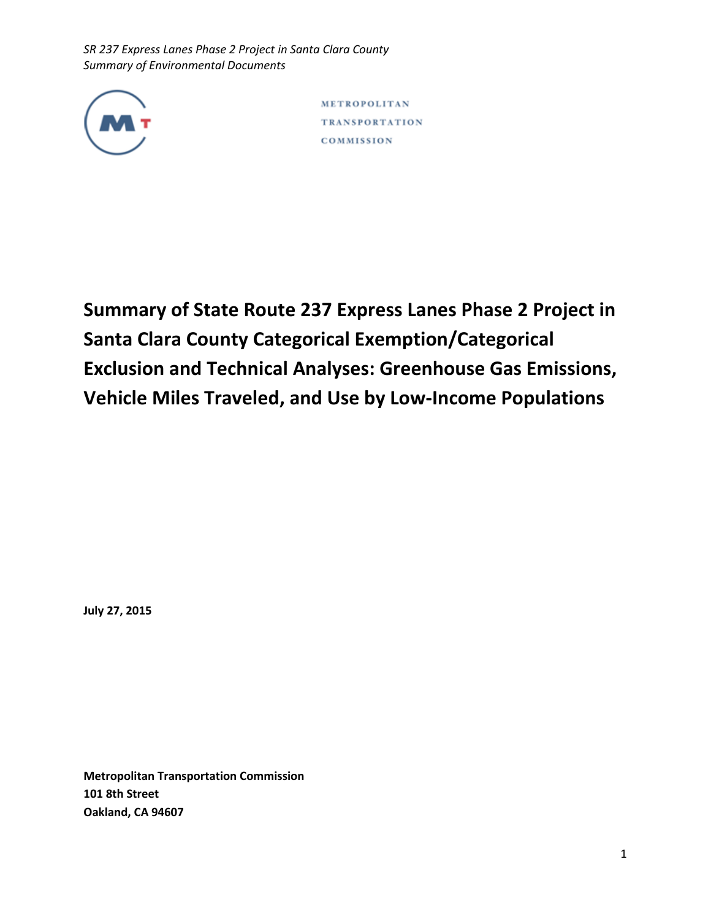METROPOLITAN TRANSPORTATION COMMISSION

# Summary of State Route 237 Express Lanes Phase 2 Project in Santa Clara County Categorical Exemption/Categorical Exclusion and Technical Analyses: Greenhouse Gas Emissions, Vehicle Miles Traveled, and Use by Low-Income Populations

**July 27, 2015**

**Metropolitan Transportation Commission**
**101 8th Street**
**Oakland, CA 94607**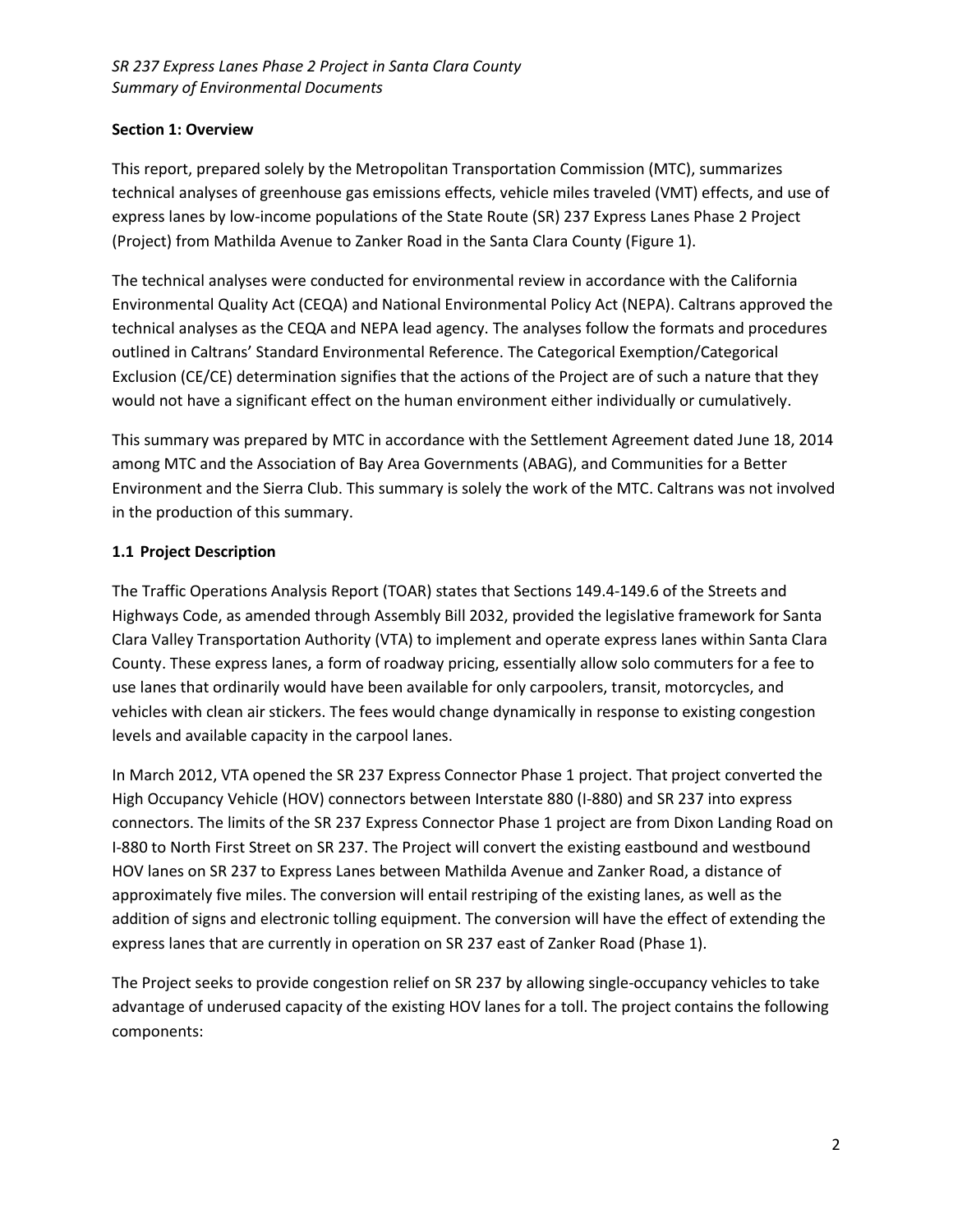## Section 1: Overview

This report, prepared solely by the Metropolitan Transportation Commission (MTC), summarizes technical analyses of greenhouse gas emissions effects, vehicle miles traveled (VMT) effects, and use of express lanes by low-income populations of the State Route (SR) 237 Express Lanes Phase 2 Project (Project) from Mathilda Avenue to Zanker Road in the Santa Clara County (Figure 1).

The technical analyses were conducted for environmental review in accordance with the California Environmental Quality Act (CEQA) and National Environmental Policy Act (NEPA). Caltrans approved the technical analyses as the CEQA and NEPA lead agency. The analyses follow the formats and procedures outlined in Caltrans' Standard Environmental Reference. The Categorical Exemption/Categorical Exclusion (CE/CE) determination signifies that the actions of the Project are of such a nature that they would not have a significant effect on the human environment either individually or cumulatively.

This summary was prepared by MTC in accordance with the Settlement Agreement dated June 18, 2014 among MTC and the Association of Bay Area Governments (ABAG), and Communities for a Better Environment and the Sierra Club. This summary is solely the work of the MTC. Caltrans was not involved in the production of this summary.

### 1.1 Project Description

The Traffic Operations Analysis Report (TOAR) states that Sections 149.4-149.6 of the Streets and Highways Code, as amended through Assembly Bill 2032, provided the legislative framework for Santa Clara Valley Transportation Authority (VTA) to implement and operate express lanes within Santa Clara County. These express lanes, a form of roadway pricing, essentially allow solo commuters for a fee to use lanes that ordinarily would have been available for only carpoolers, transit, motorcycles, and vehicles with clean air stickers. The fees would change dynamically in response to existing congestion levels and available capacity in the carpool lanes.

In March 2012, VTA opened the SR 237 Express Connector Phase 1 project. That project converted the High Occupancy Vehicle (HOV) connectors between Interstate 880 (I-880) and SR 237 into express connectors. The limits of the SR 237 Express Connector Phase 1 project are from Dixon Landing Road on I-880 to North First Street on SR 237. The Project will convert the existing eastbound and westbound HOV lanes on SR 237 to Express Lanes between Mathilda Avenue and Zanker Road, a distance of approximately five miles. The conversion will entail restriping of the existing lanes, as well as the addition of signs and electronic tolling equipment. The conversion will have the effect of extending the express lanes that are currently in operation on SR 237 east of Zanker Road (Phase 1).

The Project seeks to provide congestion relief on SR 237 by allowing single-occupancy vehicles to take advantage of underused capacity of the existing HOV lanes for a toll. The project contains the following components: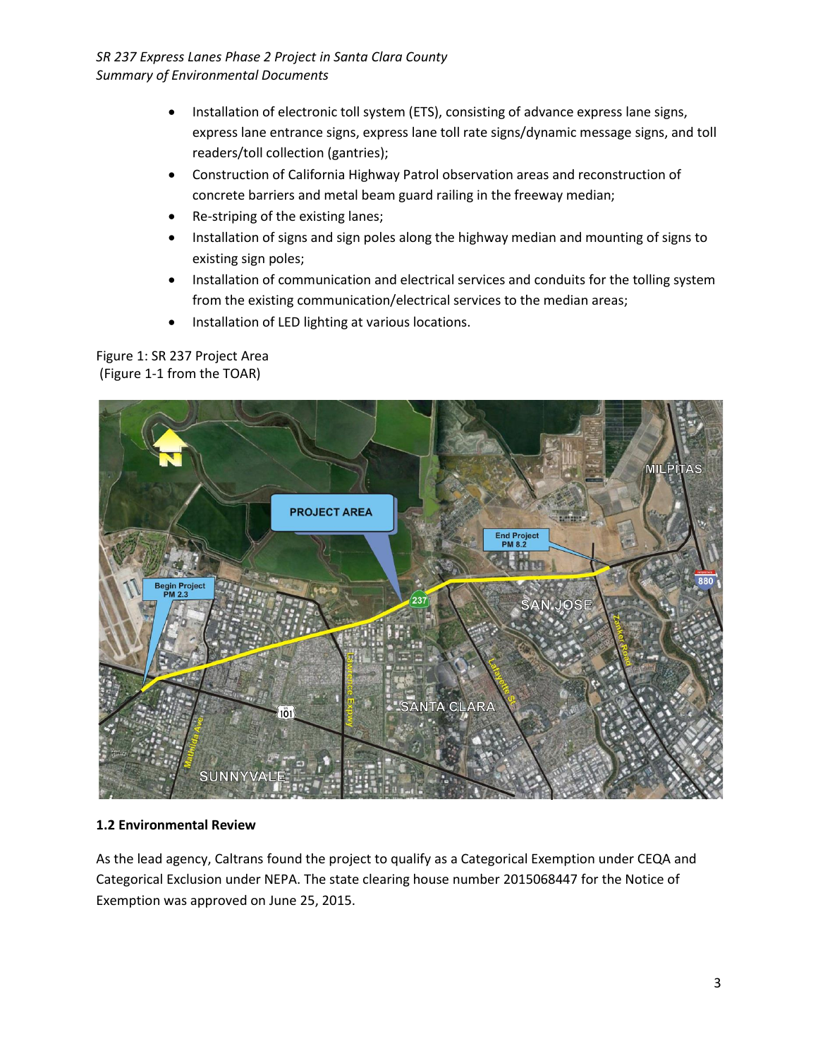- Installation of electronic toll system (ETS), consisting of advance express lane signs, express lane entrance signs, express lane toll rate signs/dynamic message signs, and toll readers/toll collection (gantries);
- Construction of California Highway Patrol observation areas and reconstruction of concrete barriers and metal beam guard railing in the freeway median;
- Re-striping of the existing lanes;
- Installation of signs and sign poles along the highway median and mounting of signs to existing sign poles;
- Installation of communication and electrical services and conduits for the tolling system from the existing communication/electrical services to the median areas;
- Installation of LED lighting at various locations.

Figure 1: SR 237 Project Area
(Figure 1-1 from the TOAR)

### 1.2 Environmental Review

As the lead agency, Caltrans found the project to qualify as a Categorical Exemption under CEQA and Categorical Exclusion under NEPA. The state clearing house number 2015068447 for the Notice of Exemption was approved on June 25, 2015.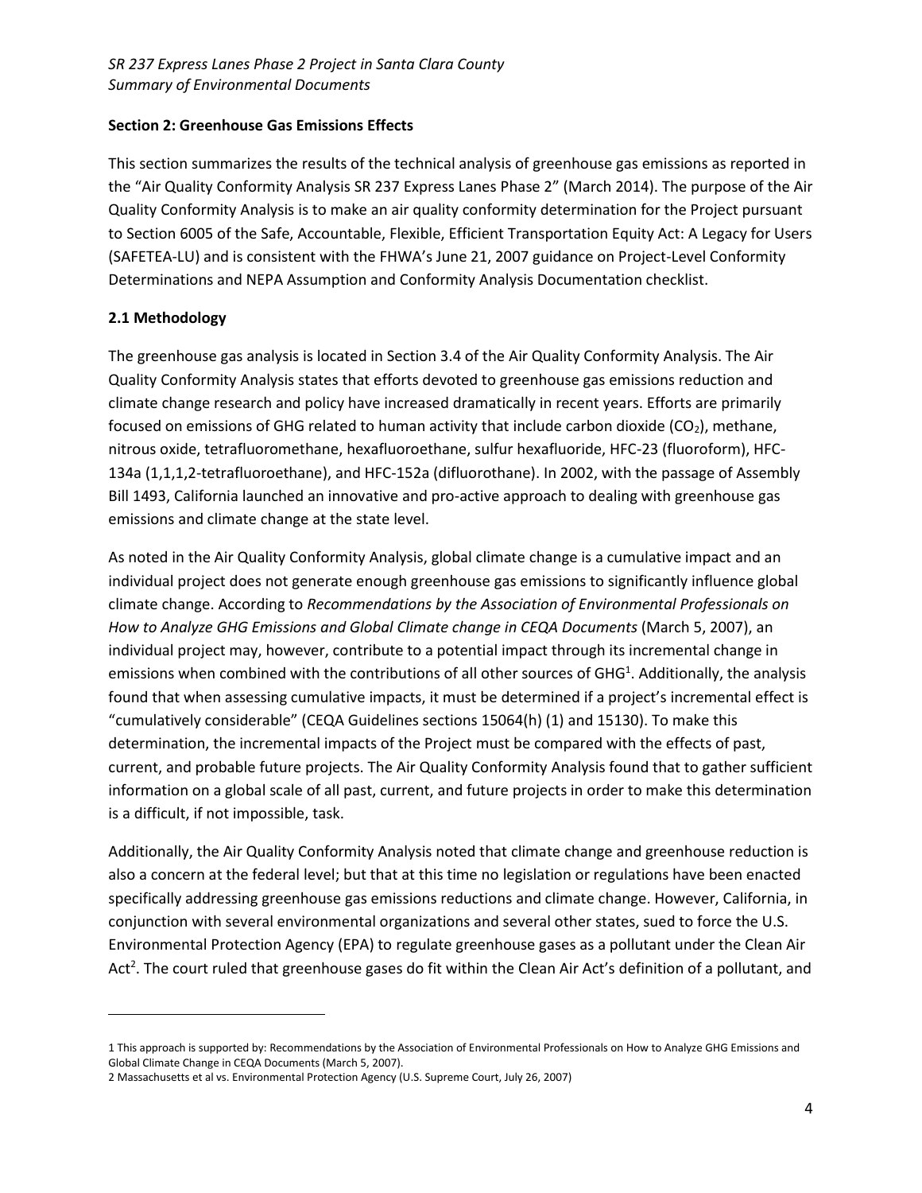## Section 2: Greenhouse Gas Emissions Effects

This section summarizes the results of the technical analysis of greenhouse gas emissions as reported in the "Air Quality Conformity Analysis SR 237 Express Lanes Phase 2" (March 2014). The purpose of the Air Quality Conformity Analysis is to make an air quality conformity determination for the Project pursuant to Section 6005 of the Safe, Accountable, Flexible, Efficient Transportation Equity Act: A Legacy for Users (SAFETEA-LU) and is consistent with the FHWA's June 21, 2007 guidance on Project-Level Conformity Determinations and NEPA Assumption and Conformity Analysis Documentation checklist.

### 2.1 Methodology

The greenhouse gas analysis is located in Section 3.4 of the Air Quality Conformity Analysis. The Air Quality Conformity Analysis states that efforts devoted to greenhouse gas emissions reduction and climate change research and policy have increased dramatically in recent years. Efforts are primarily focused on emissions of GHG related to human activity that include carbon dioxide ($CO_2$), methane, nitrous oxide, tetrafluoromethane, hexafluoroethane, sulfur hexafluoride, HFC-23 (fluoroform), HFC-134a (1,1,1,2-tetrafluoroethane), and HFC-152a (difluorothane). In 2002, with the passage of Assembly Bill 1493, California launched an innovative and pro-active approach to dealing with greenhouse gas emissions and climate change at the state level.

As noted in the Air Quality Conformity Analysis, global climate change is a cumulative impact and an individual project does not generate enough greenhouse gas emissions to significantly influence global climate change. According to *Recommendations by the Association of Environmental Professionals on How to Analyze GHG Emissions and Global Climate change in CEQA Documents* (March 5, 2007), an individual project may, however, contribute to a potential impact through its incremental change in emissions when combined with the contributions of all other sources of GHG[1]. Additionally, the analysis found that when assessing cumulative impacts, it must be determined if a project's incremental effect is "cumulatively considerable" (CEQA Guidelines sections 15064(h) (1) and 15130). To make this determination, the incremental impacts of the Project must be compared with the effects of past, current, and probable future projects. The Air Quality Conformity Analysis found that to gather sufficient information on a global scale of all past, current, and future projects in order to make this determination is a difficult, if not impossible, task.

Additionally, the Air Quality Conformity Analysis noted that climate change and greenhouse reduction is also a concern at the federal level; but that at this time no legislation or regulations have been enacted specifically addressing greenhouse gas emissions reductions and climate change. However, California, in conjunction with several environmental organizations and several other states, sued to force the U.S. Environmental Protection Agency (EPA) to regulate greenhouse gases as a pollutant under the Clean Air Act[2]. The court ruled that greenhouse gases do fit within the Clean Air Act's definition of a pollutant, and

---

1 This approach is supported by: Recommendations by the Association of Environmental Professionals on How to Analyze GHG Emissions and Global Climate Change in CEQA Documents (March 5, 2007).

2 Massachusetts et al vs. Environmental Protection Agency (U.S. Supreme Court, July 26, 2007)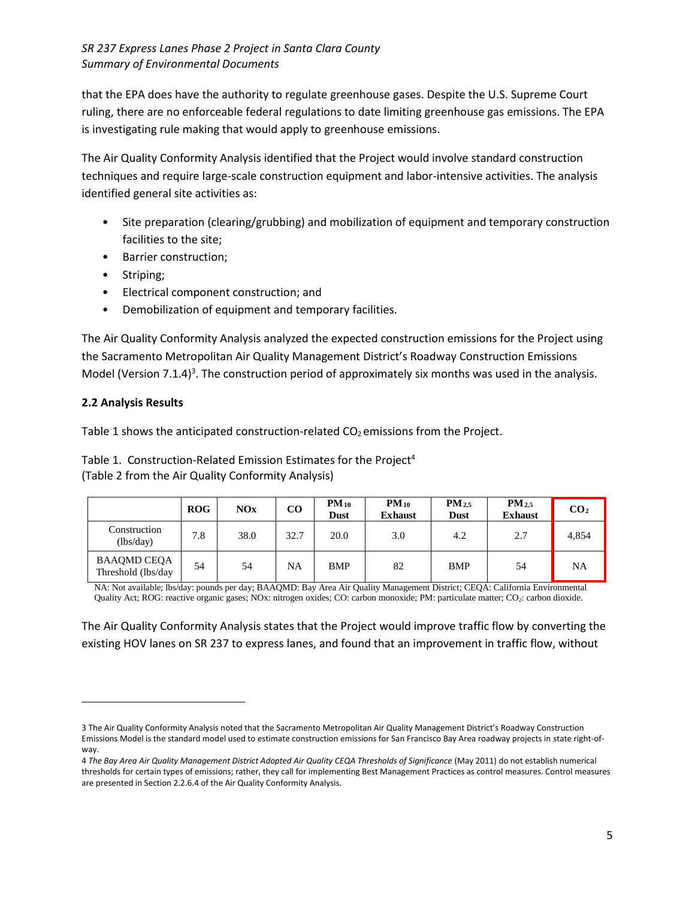that the EPA does have the authority to regulate greenhouse gases. Despite the U.S. Supreme Court ruling, there are no enforceable federal regulations to date limiting greenhouse gas emissions. The EPA is investigating rule making that would apply to greenhouse emissions.

The Air Quality Conformity Analysis identified that the Project would involve standard construction techniques and require large-scale construction equipment and labor-intensive activities. The analysis identified general site activities as:

- Site preparation (clearing/grubbing) and mobilization of equipment and temporary construction facilities to the site;
- Barrier construction;
- Striping;
- Electrical component construction; and
- Demobilization of equipment and temporary facilities.

The Air Quality Conformity Analysis analyzed the expected construction emissions for the Project using the Sacramento Metropolitan Air Quality Management District's Roadway Construction Emissions Model (Version 7.1.4)[3]. The construction period of approximately six months was used in the analysis.

### 2.2 Analysis Results

Table 1 shows the anticipated construction-related $CO_2$ emissions from the Project.

Table 1. Construction-Related Emission Estimates for the Project[4]
(Table 2 from the Air Quality Conformity Analysis)

| | ROG | NOx | CO | $PM_{10}$ Dust | $PM_{10}$ Exhaust | $PM_{2.5}$ Dust | $PM_{2.5}$ Exhaust | $CO_2$ |
|---|---|---|---|---|---|---|---|---|
| Construction (lbs/day) | 7.8 | 38.0 | 32.7 | 20.0 | 3.0 | 4.2 | 2.7 | 4,854 |
| BAAQMD CEQA Threshold (lbs/day | 54 | 54 | NA | BMP | 82 | BMP | 54 | NA |

NA: Not available; lbs/day: pounds per day; BAAQMD: Bay Area Air Quality Management District; CEQA: California Environmental Quality Act; ROG: reactive organic gases; NOx: nitrogen oxides; CO: carbon monoxide; PM: particulate matter; $CO_2$: carbon dioxide.

The Air Quality Conformity Analysis states that the Project would improve traffic flow by converting the existing HOV lanes on SR 237 to express lanes, and found that an improvement in traffic flow, without

---

3 The Air Quality Conformity Analysis noted that the Sacramento Metropolitan Air Quality Management District's Roadway Construction Emissions Model is the standard model used to estimate construction emissions for San Francisco Bay Area roadway projects in state right-of-way.

4 *The Bay Area Air Quality Management District Adopted Air Quality CEQA Thresholds of Significance* (May 2011) do not establish numerical thresholds for certain types of emissions; rather, they call for implementing Best Management Practices as control measures. Control measures are presented in Section 2.2.6.4 of the Air Quality Conformity Analysis.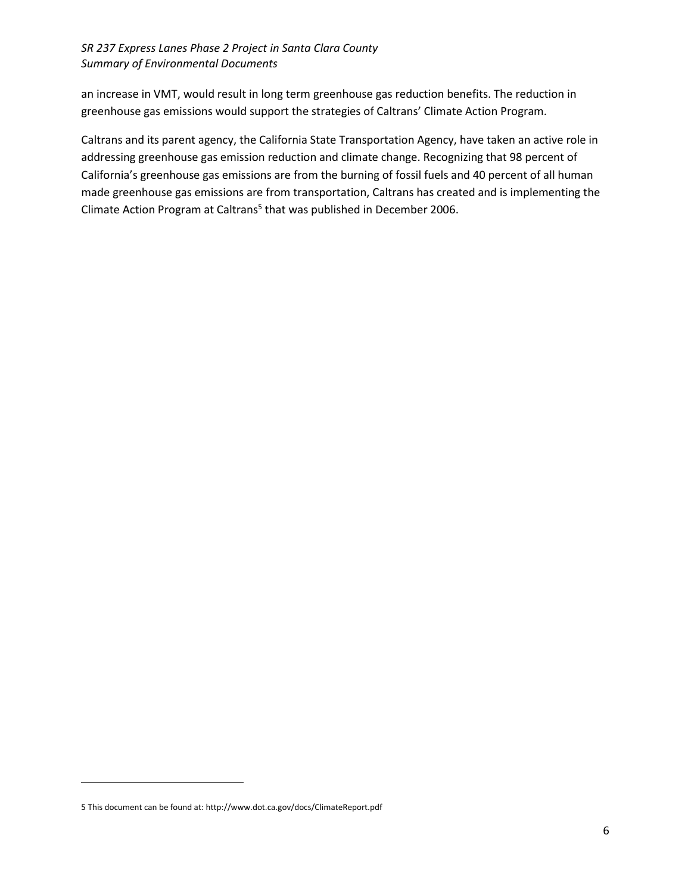an increase in VMT, would result in long term greenhouse gas reduction benefits. The reduction in greenhouse gas emissions would support the strategies of Caltrans' Climate Action Program.

Caltrans and its parent agency, the California State Transportation Agency, have taken an active role in addressing greenhouse gas emission reduction and climate change. Recognizing that 98 percent of California's greenhouse gas emissions are from the burning of fossil fuels and 40 percent of all human made greenhouse gas emissions are from transportation, Caltrans has created and is implementing the Climate Action Program at Caltrans[5] that was published in December 2006.

---

5 This document can be found at: http://www.dot.ca.gov/docs/ClimateReport.pdf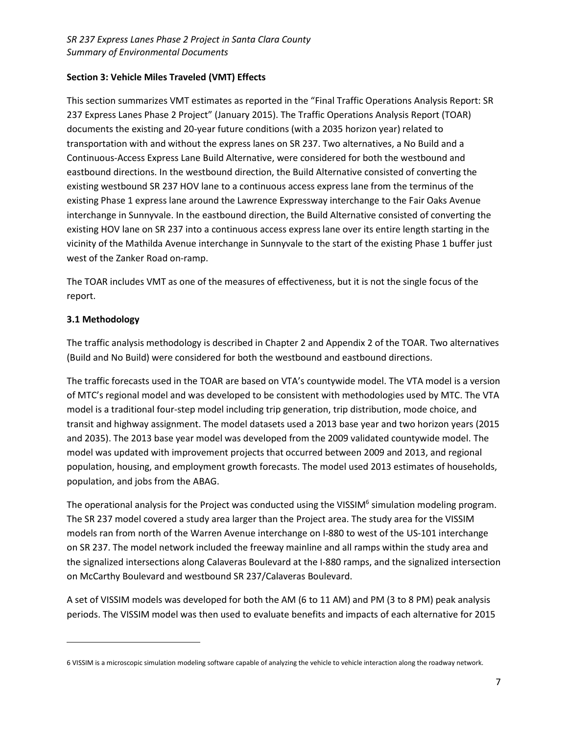## Section 3: Vehicle Miles Traveled (VMT) Effects

This section summarizes VMT estimates as reported in the "Final Traffic Operations Analysis Report: SR 237 Express Lanes Phase 2 Project" (January 2015). The Traffic Operations Analysis Report (TOAR) documents the existing and 20-year future conditions (with a 2035 horizon year) related to transportation with and without the express lanes on SR 237. Two alternatives, a No Build and a Continuous-Access Express Lane Build Alternative, were considered for both the westbound and eastbound directions. In the westbound direction, the Build Alternative consisted of converting the existing westbound SR 237 HOV lane to a continuous access express lane from the terminus of the existing Phase 1 express lane around the Lawrence Expressway interchange to the Fair Oaks Avenue interchange in Sunnyvale. In the eastbound direction, the Build Alternative consisted of converting the existing HOV lane on SR 237 into a continuous access express lane over its entire length starting in the vicinity of the Mathilda Avenue interchange in Sunnyvale to the start of the existing Phase 1 buffer just west of the Zanker Road on-ramp.

The TOAR includes VMT as one of the measures of effectiveness, but it is not the single focus of the report.

### 3.1 Methodology

The traffic analysis methodology is described in Chapter 2 and Appendix 2 of the TOAR. Two alternatives (Build and No Build) were considered for both the westbound and eastbound directions.

The traffic forecasts used in the TOAR are based on VTA's countywide model. The VTA model is a version of MTC's regional model and was developed to be consistent with methodologies used by MTC. The VTA model is a traditional four-step model including trip generation, trip distribution, mode choice, and transit and highway assignment. The model datasets used a 2013 base year and two horizon years (2015 and 2035). The 2013 base year model was developed from the 2009 validated countywide model. The model was updated with improvement projects that occurred between 2009 and 2013, and regional population, housing, and employment growth forecasts. The model used 2013 estimates of households, population, and jobs from the ABAG.

The operational analysis for the Project was conducted using the VISSIM[6] simulation modeling program. The SR 237 model covered a study area larger than the Project area. The study area for the VISSIM models ran from north of the Warren Avenue interchange on I-880 to west of the US-101 interchange on SR 237. The model network included the freeway mainline and all ramps within the study area and the signalized intersections along Calaveras Boulevard at the I-880 ramps, and the signalized intersection on McCarthy Boulevard and westbound SR 237/Calaveras Boulevard.

A set of VISSIM models was developed for both the AM (6 to 11 AM) and PM (3 to 8 PM) peak analysis periods. The VISSIM model was then used to evaluate benefits and impacts of each alternative for 2015

6 VISSIM is a microscopic simulation modeling software capable of analyzing the vehicle to vehicle interaction along the roadway network.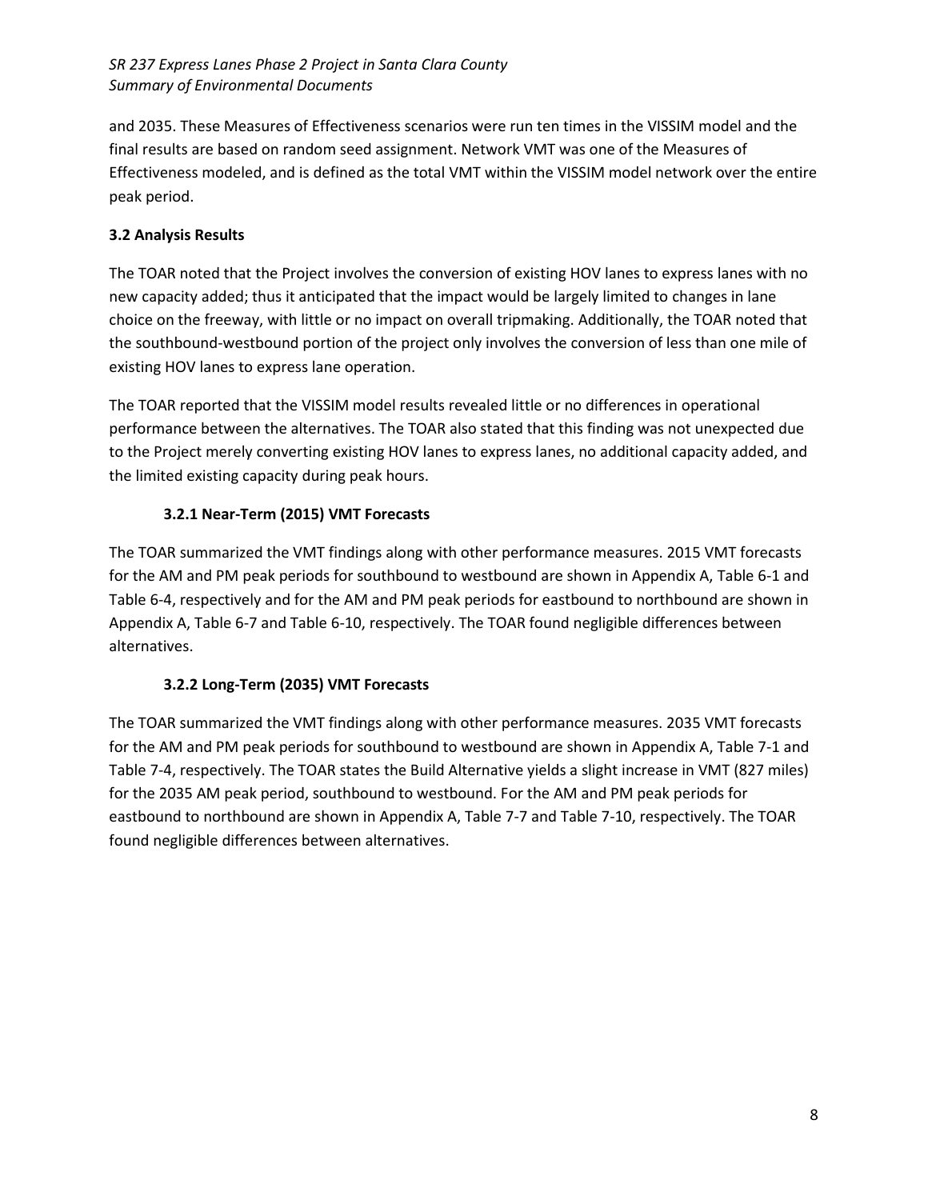and 2035. These Measures of Effectiveness scenarios were run ten times in the VISSIM model and the final results are based on random seed assignment. Network VMT was one of the Measures of Effectiveness modeled, and is defined as the total VMT within the VISSIM model network over the entire peak period.

### 3.2 Analysis Results

The TOAR noted that the Project involves the conversion of existing HOV lanes to express lanes with no new capacity added; thus it anticipated that the impact would be largely limited to changes in lane choice on the freeway, with little or no impact on overall tripmaking. Additionally, the TOAR noted that the southbound-westbound portion of the project only involves the conversion of less than one mile of existing HOV lanes to express lane operation.

The TOAR reported that the VISSIM model results revealed little or no differences in operational performance between the alternatives. The TOAR also stated that this finding was not unexpected due to the Project merely converting existing HOV lanes to express lanes, no additional capacity added, and the limited existing capacity during peak hours.

#### 3.2.1 Near-Term (2015) VMT Forecasts

The TOAR summarized the VMT findings along with other performance measures. 2015 VMT forecasts for the AM and PM peak periods for southbound to westbound are shown in Appendix A, Table 6-1 and Table 6-4, respectively and for the AM and PM peak periods for eastbound to northbound are shown in Appendix A, Table 6-7 and Table 6-10, respectively. The TOAR found negligible differences between alternatives.

#### 3.2.2 Long-Term (2035) VMT Forecasts

The TOAR summarized the VMT findings along with other performance measures. 2035 VMT forecasts for the AM and PM peak periods for southbound to westbound are shown in Appendix A, Table 7-1 and Table 7-4, respectively. The TOAR states the Build Alternative yields a slight increase in VMT (827 miles) for the 2035 AM peak period, southbound to westbound. For the AM and PM peak periods for eastbound to northbound are shown in Appendix A, Table 7-7 and Table 7-10, respectively. The TOAR found negligible differences between alternatives.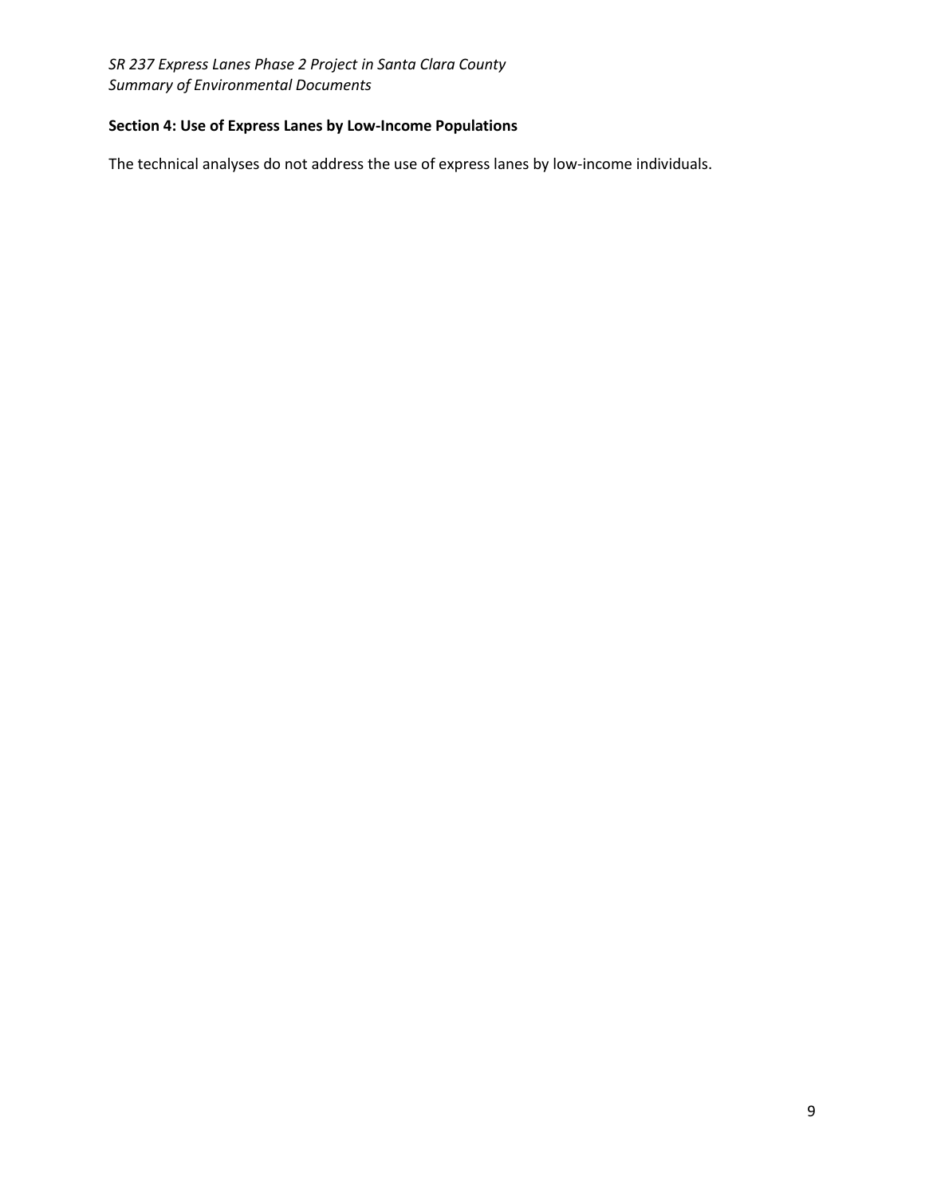## Section 4: Use of Express Lanes by Low-Income Populations

The technical analyses do not address the use of express lanes by low-income individuals.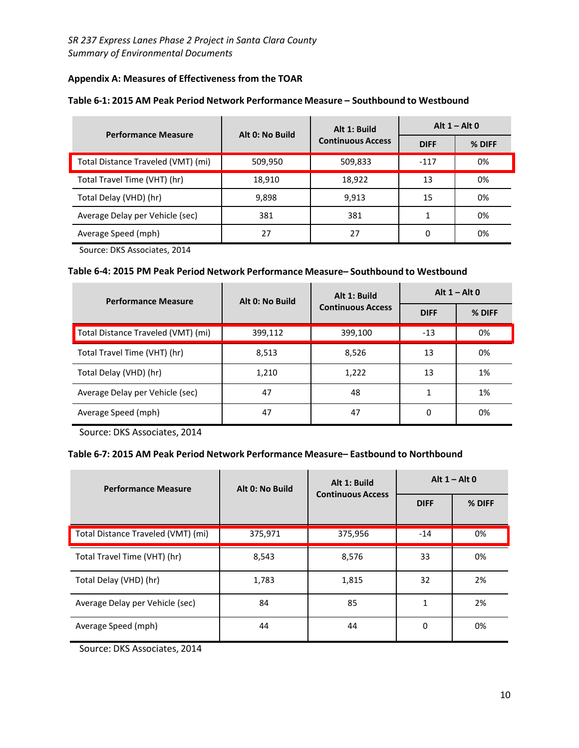## Appendix A: Measures of Effectiveness from the TOAR

**Table 6-1: 2015 AM Peak Period Network Performance Measure – Southbound to Westbound**

| Performance Measure | Alt 0: No Build | Alt 1: Build Continuous Access | Alt 1 – Alt 0 | |
|---|---|---|---|---|
| | | | DIFF | % DIFF |
| Total Distance Traveled (VMT) (mi) | 509,950 | 509,833 | -117 | 0% |
| Total Travel Time (VHT) (hr) | 18,910 | 18,922 | 13 | 0% |
| Total Delay (VHD) (hr) | 9,898 | 9,913 | 15 | 0% |
| Average Delay per Vehicle (sec) | 381 | 381 | 1 | 0% |
| Average Speed (mph) | 27 | 27 | 0 | 0% |

Source: DKS Associates, 2014

**Table 6-4: 2015 PM Peak Period Network Performance Measure– Southbound to Westbound**

| Performance Measure | Alt 0: No Build | Alt 1: Build Continuous Access | Alt 1 – Alt 0 | |
|---|---|---|---|---|
| | | | DIFF | % DIFF |
| Total Distance Traveled (VMT) (mi) | 399,112 | 399,100 | -13 | 0% |
| Total Travel Time (VHT) (hr) | 8,513 | 8,526 | 13 | 0% |
| Total Delay (VHD) (hr) | 1,210 | 1,222 | 13 | 1% |
| Average Delay per Vehicle (sec) | 47 | 48 | 1 | 1% |
| Average Speed (mph) | 47 | 47 | 0 | 0% |

Source: DKS Associates, 2014

**Table 6-7: 2015 AM Peak Period Network Performance Measure– Eastbound to Northbound**

| Performance Measure | Alt 0: No Build | Alt 1: Build Continuous Access | Alt 1 – Alt 0 | |
|---|---|---|---|---|
| | | | DIFF | % DIFF |
| Total Distance Traveled (VMT) (mi) | 375,971 | 375,956 | -14 | 0% |
| Total Travel Time (VHT) (hr) | 8,543 | 8,576 | 33 | 0% |
| Total Delay (VHD) (hr) | 1,783 | 1,815 | 32 | 2% |
| Average Delay per Vehicle (sec) | 84 | 85 | 1 | 2% |
| Average Speed (mph) | 44 | 44 | 0 | 0% |

Source: DKS Associates, 2014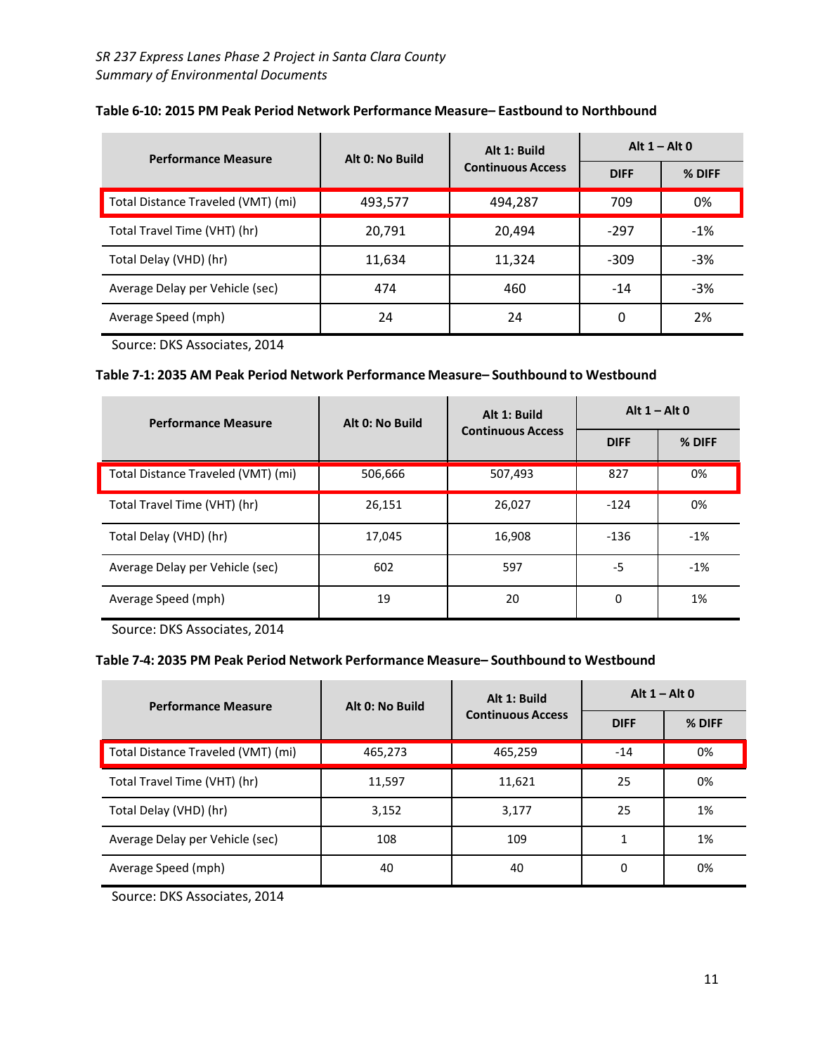**Table 6-10: 2015 PM Peak Period Network Performance Measure– Eastbound to Northbound**

| Performance Measure | Alt 0: No Build | Alt 1: Build Continuous Access | Alt 1 – Alt 0 | |
|---|---|---|---|---|
| | | | DIFF | % DIFF |
| Total Distance Traveled (VMT) (mi) | 493,577 | 494,287 | 709 | 0% |
| Total Travel Time (VHT) (hr) | 20,791 | 20,494 | -297 | -1% |
| Total Delay (VHD) (hr) | 11,634 | 11,324 | -309 | -3% |
| Average Delay per Vehicle (sec) | 474 | 460 | -14 | -3% |
| Average Speed (mph) | 24 | 24 | 0 | 2% |

Source: DKS Associates, 2014

**Table 7-1: 2035 AM Peak Period Network Performance Measure– Southbound to Westbound**

| Performance Measure | Alt 0: No Build | Alt 1: Build Continuous Access | Alt 1 – Alt 0 | |
|---|---|---|---|---|
| | | | DIFF | % DIFF |
| Total Distance Traveled (VMT) (mi) | 506,666 | 507,493 | 827 | 0% |
| Total Travel Time (VHT) (hr) | 26,151 | 26,027 | -124 | 0% |
| Total Delay (VHD) (hr) | 17,045 | 16,908 | -136 | -1% |
| Average Delay per Vehicle (sec) | 602 | 597 | -5 | -1% |
| Average Speed (mph) | 19 | 20 | 0 | 1% |

Source: DKS Associates, 2014

**Table 7-4: 2035 PM Peak Period Network Performance Measure– Southbound to Westbound**

| Performance Measure | Alt 0: No Build | Alt 1: Build Continuous Access | Alt 1 – Alt 0 | |
|---|---|---|---|---|
| | | | DIFF | % DIFF |
| Total Distance Traveled (VMT) (mi) | 465,273 | 465,259 | -14 | 0% |
| Total Travel Time (VHT) (hr) | 11,597 | 11,621 | 25 | 0% |
| Total Delay (VHD) (hr) | 3,152 | 3,177 | 25 | 1% |
| Average Delay per Vehicle (sec) | 108 | 109 | 1 | 1% |
| Average Speed (mph) | 40 | 40 | 0 | 0% |

Source: DKS Associates, 2014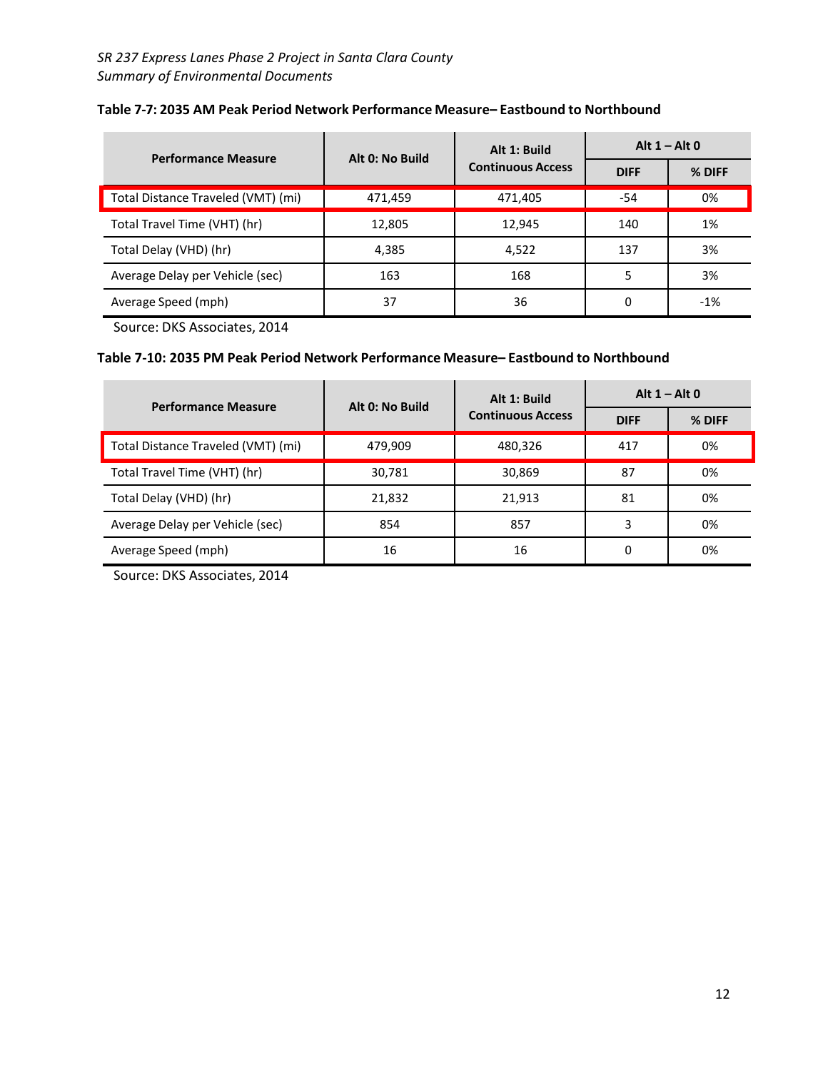### Table 7-7: 2035 AM Peak Period Network Performance Measure– Eastbound to Northbound

| Performance Measure | Alt 0: No Build | Alt 1: Build Continuous Access | Alt 1 – Alt 0 | |
|---|---|---|---|---|
| | | | DIFF | % DIFF |
| Total Distance Traveled (VMT) (mi) | 471,459 | 471,405 | -54 | 0% |
| Total Travel Time (VHT) (hr) | 12,805 | 12,945 | 140 | 1% |
| Total Delay (VHD) (hr) | 4,385 | 4,522 | 137 | 3% |
| Average Delay per Vehicle (sec) | 163 | 168 | 5 | 3% |
| Average Speed (mph) | 37 | 36 | 0 | -1% |

Source: DKS Associates, 2014

### Table 7-10: 2035 PM Peak Period Network Performance Measure– Eastbound to Northbound

| Performance Measure | Alt 0: No Build | Alt 1: Build Continuous Access | Alt 1 – Alt 0 | |
|---|---|---|---|---|
| | | | DIFF | % DIFF |
| Total Distance Traveled (VMT) (mi) | 479,909 | 480,326 | 417 | 0% |
| Total Travel Time (VHT) (hr) | 30,781 | 30,869 | 87 | 0% |
| Total Delay (VHD) (hr) | 21,832 | 21,913 | 81 | 0% |
| Average Delay per Vehicle (sec) | 854 | 857 | 3 | 0% |
| Average Speed (mph) | 16 | 16 | 0 | 0% |

Source: DKS Associates, 2014